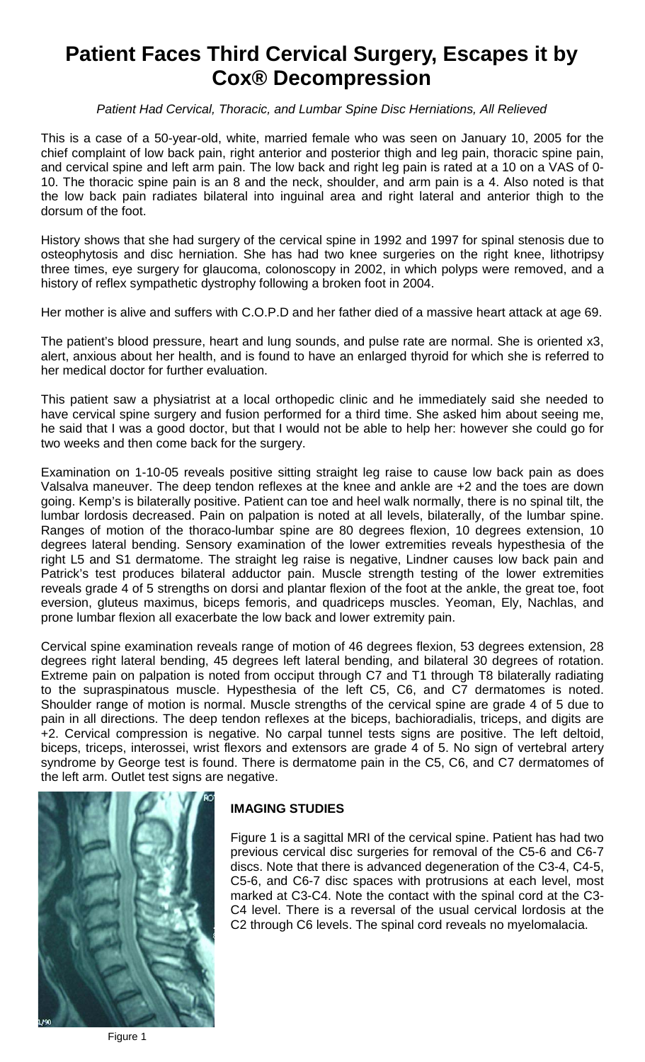# Patient Faces Third Cervical Surgery, Escapes it by Cox® Decompression

*Patient Had Cervical, Thoracic, and Lumbar Spine Disc Herniations, All Relieved*

This is a case of a 50-year-old, white, married female who was seen on January 10, 2005 for the chief complaint of low back pain, right anterior and posterior thigh and leg pain, thoracic spine pain, and cervical spine and left arm pain. The low back and right leg pain is rated at a 10 on a VAS of 0-10. The thoracic spine pain is an 8 and the neck, shoulder, and arm pain is a 4. Also noted is that the low back pain radiates bilateral into inguinal area and right lateral and anterior thigh to the dorsum of the foot.

History shows that she had surgery of the cervical spine in 1992 and 1997 for spinal stenosis due to osteophytosis and disc herniation. She has had two knee surgeries on the right knee, lithotripsy three times, eye surgery for glaucoma, colonoscopy in 2002, in which polyps were removed, and a history of reflex sympathetic dystrophy following a broken foot in 2004.

Her mother is alive and suffers with C.O.P.D and her father died of a massive heart attack at age 69.

The patient's blood pressure, heart and lung sounds, and pulse rate are normal. She is oriented x3, alert, anxious about her health, and is found to have an enlarged thyroid for which she is referred to her medical doctor for further evaluation.

This patient saw a physiatrist at a local orthopedic clinic and he immediately said she needed to have cervical spine surgery and fusion performed for a third time. She asked him about seeing me, he said that I was a good doctor, but that I would not be able to help her: however she could go for two weeks and then come back for the surgery.

Examination on 1-10-05 reveals positive sitting straight leg raise to cause low back pain as does Valsalva maneuver. The deep tendon reflexes at the knee and ankle are +2 and the toes are down going. Kemp's is bilaterally positive. Patient can toe and heel walk normally, there is no spinal tilt, the lumbar lordosis decreased. Pain on palpation is noted at all levels, bilaterally, of the lumbar spine. Ranges of motion of the thoraco-lumbar spine are 80 degrees flexion, 10 degrees extension, 10 degrees lateral bending. Sensory examination of the lower extremities reveals hypesthesia of the right L5 and S1 dermatome. The straight leg raise is negative, Lindner causes low back pain and Patrick's test produces bilateral adductor pain. Muscle strength testing of the lower extremities reveals grade 4 of 5 strengths on dorsi and plantar flexion of the foot at the ankle, the great toe, foot eversion, gluteus maximus, biceps femoris, and quadriceps muscles. Yeoman, Ely, Nachlas, and prone lumbar flexion all exacerbate the low back and lower extremity pain.

Cervical spine examination reveals range of motion of 46 degrees flexion, 53 degrees extension, 28 degrees right lateral bending, 45 degrees left lateral bending, and bilateral 30 degrees of rotation. Extreme pain on palpation is noted from occiput through C7 and T1 through T8 bilaterally radiating to the supraspinatous muscle. Hypesthesia of the left C5, C6, and C7 dermatomes is noted. Shoulder range of motion is normal. Muscle strengths of the cervical spine are grade 4 of 5 due to pain in all directions. The deep tendon reflexes at the biceps, bachioradialis, triceps, and digits are +2. Cervical compression is negative. No carpal tunnel tests signs are positive. The left deltoid, biceps, triceps, interossei, wrist flexors and extensors are grade 4 of 5. No sign of vertebral artery syndrome by George test is found. There is dermatome pain in the C5, C6, and C7 dermatomes of the left arm. Outlet test signs are negative.

Figure 1

## IMAGING STUDIES

Figure 1 is a sagittal MRI of the cervical spine. Patient has had two previous cervical disc surgeries for removal of the C5-6 and C6-7 discs. Note that there is advanced degeneration of the C3-4, C4-5, C5-6, and C6-7 disc spaces with protrusions at each level, most marked at C3-C4. Note the contact with the spinal cord at the C3-C4 level. There is a reversal of the usual cervical lordosis at the C2 through C6 levels. The spinal cord reveals no myelomalacia.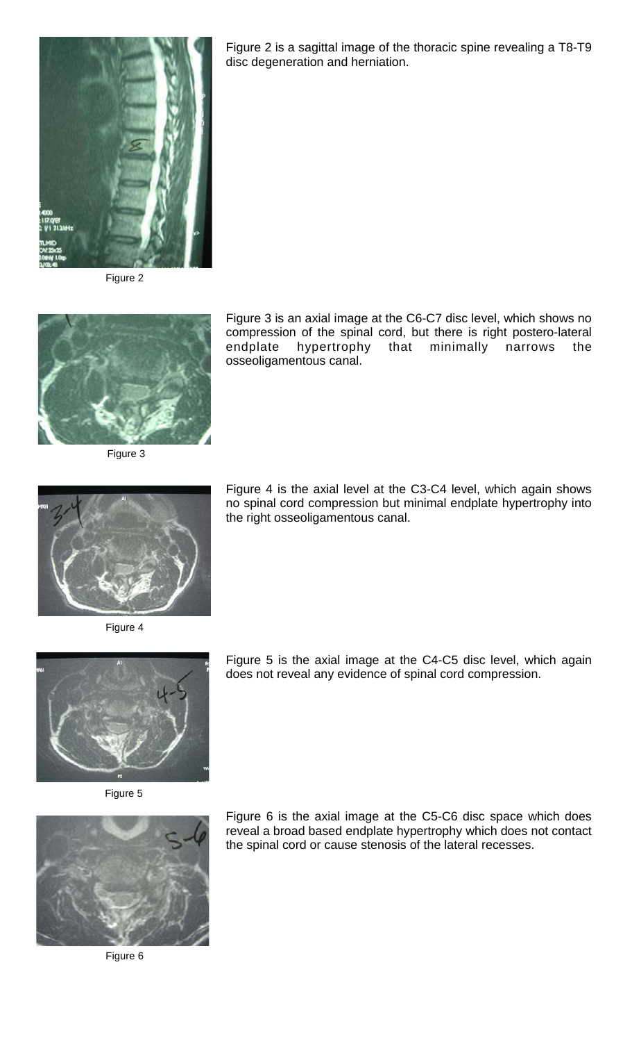Figure 2 is a sagittal image of the thoracic spine revealing a T8-T9 disc degeneration and herniation.

Figure 2

Figure 3 is an axial image at the C6-C7 disc level, which shows no compression of the spinal cord, but there is right postero-lateral endplate hypertrophy that minimally narrows the osseoligamentous canal.

Figure 3

Figure 4 is the axial level at the C3-C4 level, which again shows no spinal cord compression but minimal endplate hypertrophy into the right osseoligamentous canal.

Figure 4

Figure 5 is the axial image at the C4-C5 disc level, which again does not reveal any evidence of spinal cord compression.

Figure 5

Figure 6 is the axial image at the C5-C6 disc space which does reveal a broad based endplate hypertrophy which does not contact the spinal cord or cause stenosis of the lateral recesses.

Figure 6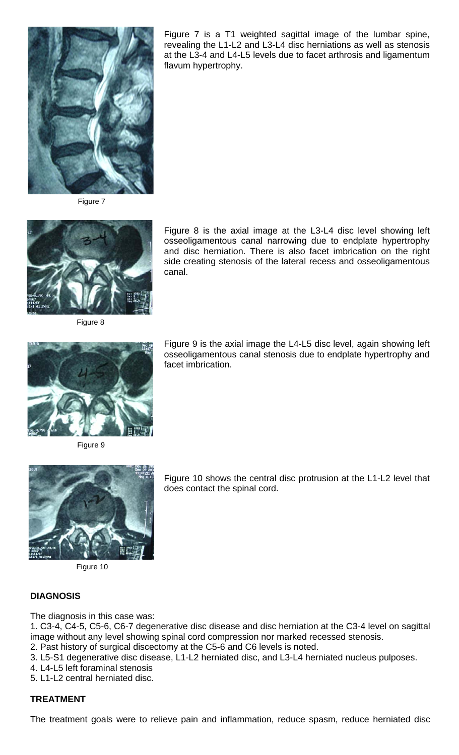Figure 7 is a T1 weighted sagittal image of the lumbar spine, revealing the L1-L2 and L3-L4 disc herniations as well as stenosis at the L3-4 and L4-L5 levels due to facet arthrosis and ligamentum flavum hypertrophy.

Figure 7

Figure 8 is the axial image at the L3-L4 disc level showing left osseoligamentous canal narrowing due to endplate hypertrophy and disc herniation. There is also facet imbrication on the right side creating stenosis of the lateral recess and osseoligamentous canal.

Figure 8

Figure 9 is the axial image the L4-L5 disc level, again showing left osseoligamentous canal stenosis due to endplate hypertrophy and facet imbrication.

Figure 9

Figure 10 shows the central disc protrusion at the L1-L2 level that does contact the spinal cord.

Figure 10

## DIAGNOSIS

The diagnosis in this case was:

1. C3-4, C4-5, C5-6, C6-7 degenerative disc disease and disc herniation at the C3-4 level on sagittal image without any level showing spinal cord compression nor marked recessed stenosis.
2. Past history of surgical discectomy at the C5-6 and C6 levels is noted.
3. L5-S1 degenerative disc disease, L1-L2 herniated disc, and L3-L4 herniated nucleus pulposes.
4. L4-L5 left foraminal stenosis
5. L1-L2 central herniated disc.

## TREATMENT

The treatment goals were to relieve pain and inflammation, reduce spasm, reduce herniated disc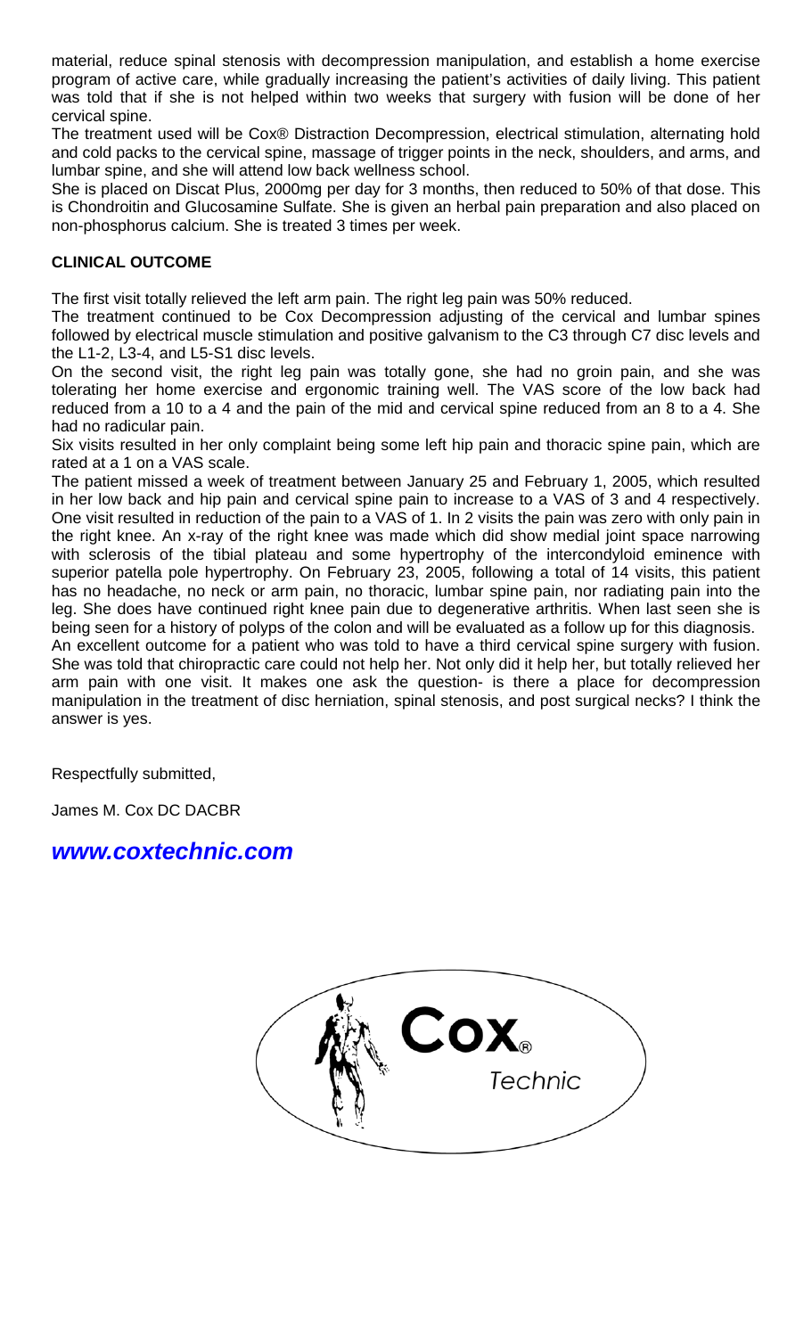material, reduce spinal stenosis with decompression manipulation, and establish a home exercise program of active care, while gradually increasing the patient's activities of daily living. This patient was told that if she is not helped within two weeks that surgery with fusion will be done of her cervical spine.

The treatment used will be Cox® Distraction Decompression, electrical stimulation, alternating hold and cold packs to the cervical spine, massage of trigger points in the neck, shoulders, and arms, and lumbar spine, and she will attend low back wellness school.

She is placed on Discat Plus, 2000mg per day for 3 months, then reduced to 50% of that dose. This is Chondroitin and Glucosamine Sulfate. She is given an herbal pain preparation and also placed on non-phosphorus calcium. She is treated 3 times per week.

**CLINICAL OUTCOME**

The first visit totally relieved the left arm pain. The right leg pain was 50% reduced.

The treatment continued to be Cox Decompression adjusting of the cervical and lumbar spines followed by electrical muscle stimulation and positive galvanism to the C3 through C7 disc levels and the L1-2, L3-4, and L5-S1 disc levels.

On the second visit, the right leg pain was totally gone, she had no groin pain, and she was tolerating her home exercise and ergonomic training well. The VAS score of the low back had reduced from a 10 to a 4 and the pain of the mid and cervical spine reduced from an 8 to a 4. She had no radicular pain.

Six visits resulted in her only complaint being some left hip pain and thoracic spine pain, which are rated at a 1 on a VAS scale.

The patient missed a week of treatment between January 25 and February 1, 2005, which resulted in her low back and hip pain and cervical spine pain to increase to a VAS of 3 and 4 respectively. One visit resulted in reduction of the pain to a VAS of 1. In 2 visits the pain was zero with only pain in the right knee. An x-ray of the right knee was made which did show medial joint space narrowing with sclerosis of the tibial plateau and some hypertrophy of the intercondyloid eminence with superior patella pole hypertrophy. On February 23, 2005, following a total of 14 visits, this patient has no headache, no neck or arm pain, no thoracic, lumbar spine pain, nor radiating pain into the leg. She does have continued right knee pain due to degenerative arthritis. When last seen she is being seen for a history of polyps of the colon and will be evaluated as a follow up for this diagnosis.

An excellent outcome for a patient who was told to have a third cervical spine surgery with fusion. She was told that chiropractic care could not help her. Not only did it help her, but totally relieved her arm pain with one visit. It makes one ask the question- is there a place for decompression manipulation in the treatment of disc herniation, spinal stenosis, and post surgical necks? I think the answer is yes.

Respectfully submitted,

James M. Cox DC DACBR

***www.coxtechnic.com***

Cox® Technic